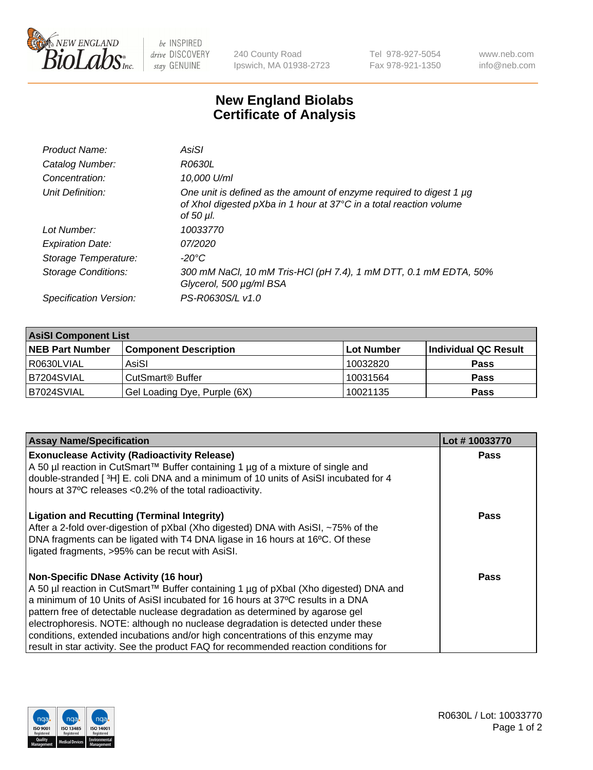# New England Biolabs
# Certificate of Analysis

| | |
|---|---|
| *Product Name:* | *AsiSI* |
| *Catalog Number:* | *R0630L* |
| *Concentration:* | *10,000 U/ml* |
| *Unit Definition:* | *One unit is defined as the amount of enzyme required to digest 1 µg of XhoI digested pXba in 1 hour at 37°C in a total reaction volume of 50 µl.* |
| *Lot Number:* | *10033770* |
| *Expiration Date:* | *07/2020* |
| *Storage Temperature:* | *-20°C* |
| *Storage Conditions:* | *300 mM NaCl, 10 mM Tris-HCl (pH 7.4), 1 mM DTT, 0.1 mM EDTA, 50% Glycerol, 500 µg/ml BSA* |
| *Specification Version:* | *PS-R0630S/L v1.0* |

| AsiSI Component List | | | |
|---|---|---|---|
| **NEB Part Number** | **Component Description** | **Lot Number** | **Individual QC Result** |
| R0630LVIAL | AsiSI | 10032820 | Pass |
| B7204SVIAL | CutSmart® Buffer | 10031564 | Pass |
| B7024SVIAL | Gel Loading Dye, Purple (6X) | 10021135 | Pass |

| Assay Name/Specification | Lot # 10033770 |
|---|---|
| **Exonuclease Activity (Radioactivity Release)** A 50 µl reaction in CutSmart™ Buffer containing 1 µg of a mixture of single and double-stranded [ $^{3}$H] E. coli DNA and a minimum of 10 units of AsiSI incubated for 4 hours at 37ºC releases <0.2% of the total radioactivity. | Pass |
| **Ligation and Recutting (Terminal Integrity)** After a 2-fold over-digestion of pXbaI (Xho digested) DNA with AsiSI, ~75% of the DNA fragments can be ligated with T4 DNA ligase in 16 hours at 16ºC. Of these ligated fragments, >95% can be recut with AsiSI. | Pass |
| **Non-Specific DNase Activity (16 hour)** A 50 µl reaction in CutSmart™ Buffer containing 1 µg of pXbaI (Xho digested) DNA and a minimum of 10 Units of AsiSI incubated for 16 hours at 37ºC results in a DNA pattern free of detectable nuclease degradation as determined by agarose gel electrophoresis. NOTE: although no nuclease degradation is detected under these conditions, extended incubations and/or high concentrations of this enzyme may result in star activity. See the product FAQ for recommended reaction conditions for | Pass |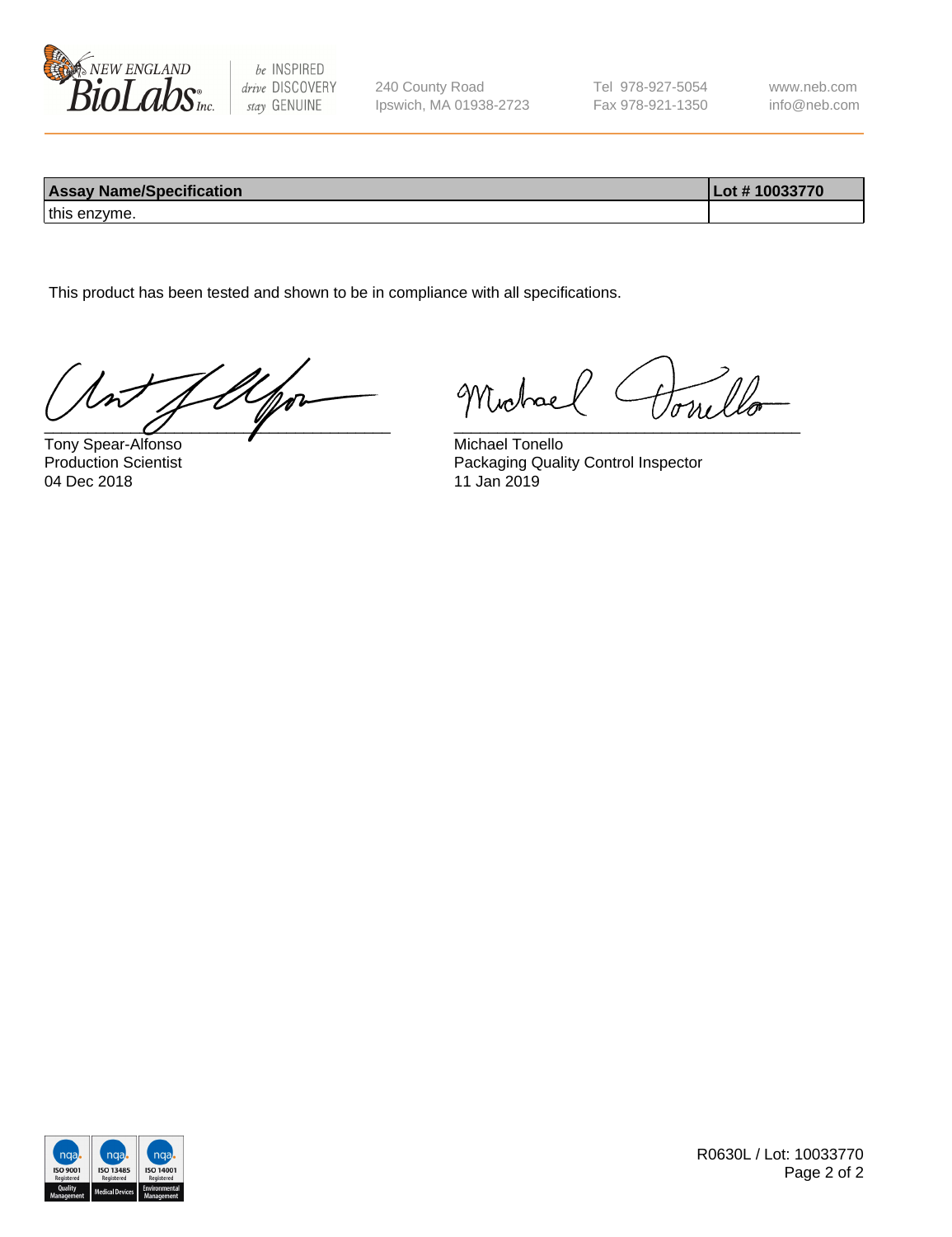| Assay Name/Specification | Lot # 10033770 |
| --- | --- |
| this enzyme. | |

This product has been tested and shown to be in compliance with all specifications.

Tony Spear-Alfonso
Production Scientist
04 Dec 2018

Michael Tonello
Packaging Quality Control Inspector
11 Jan 2019

R0630L / Lot: 10033770